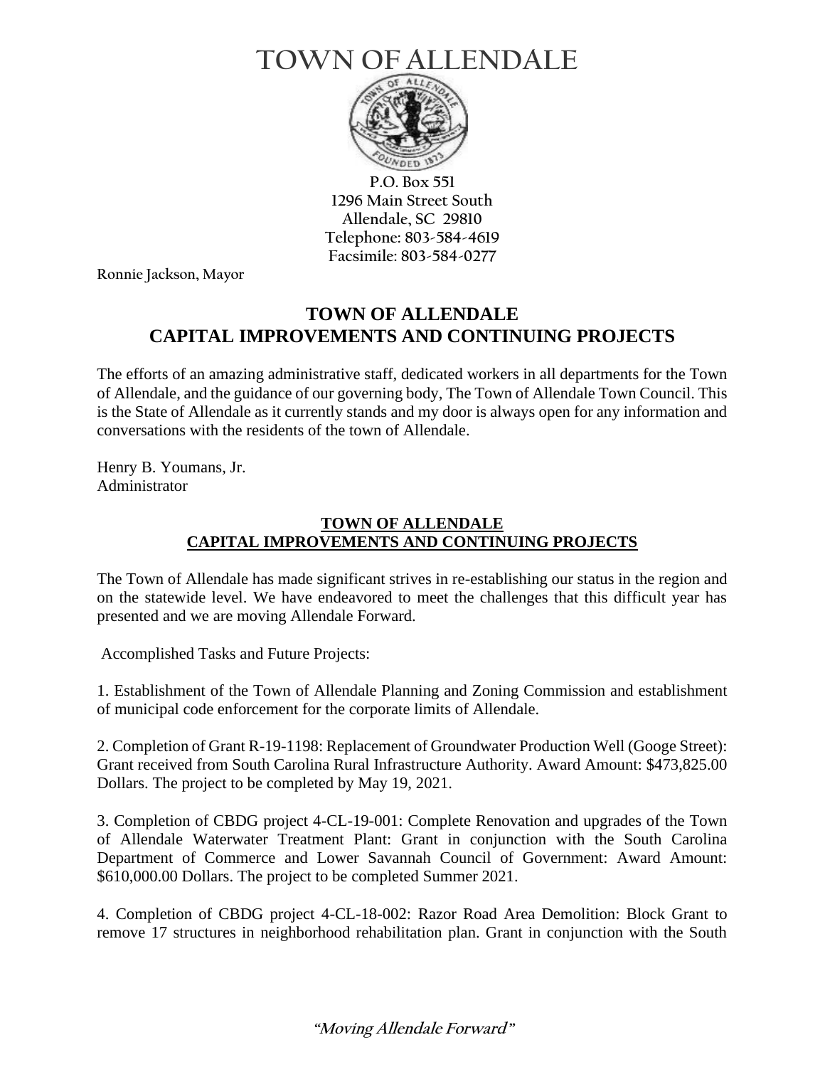# TOWN OF ALLENDALE

P.O. Box 551
1296 Main Street South
Allendale, SC 29810
Telephone: 803-584-4619
Facsimile: 803-584-0277

Ronnie Jackson, Mayor

## TOWN OF ALLENDALE
## CAPITAL IMPROVEMENTS AND CONTINUING PROJECTS

The efforts of an amazing administrative staff, dedicated workers in all departments for the Town of Allendale, and the guidance of our governing body, The Town of Allendale Town Council. This is the State of Allendale as it currently stands and my door is always open for any information and conversations with the residents of the town of Allendale.

Henry B. Youmans, Jr.
Administrator

### TOWN OF ALLENDALE
### CAPITAL IMPROVEMENTS AND CONTINUING PROJECTS

The Town of Allendale has made significant strives in re-establishing our status in the region and on the statewide level. We have endeavored to meet the challenges that this difficult year has presented and we are moving Allendale Forward.

Accomplished Tasks and Future Projects:

1. Establishment of the Town of Allendale Planning and Zoning Commission and establishment of municipal code enforcement for the corporate limits of Allendale.

2. Completion of Grant R-19-1198: Replacement of Groundwater Production Well (Googe Street): Grant received from South Carolina Rural Infrastructure Authority. Award Amount: $473,825.00 Dollars. The project to be completed by May 19, 2021.

3. Completion of CBDG project 4-CL-19-001: Complete Renovation and upgrades of the Town of Allendale Waterwater Treatment Plant: Grant in conjunction with the South Carolina Department of Commerce and Lower Savannah Council of Government: Award Amount: $610,000.00 Dollars. The project to be completed Summer 2021.

4. Completion of CBDG project 4-CL-18-002: Razor Road Area Demolition: Block Grant to remove 17 structures in neighborhood rehabilitation plan. Grant in conjunction with the South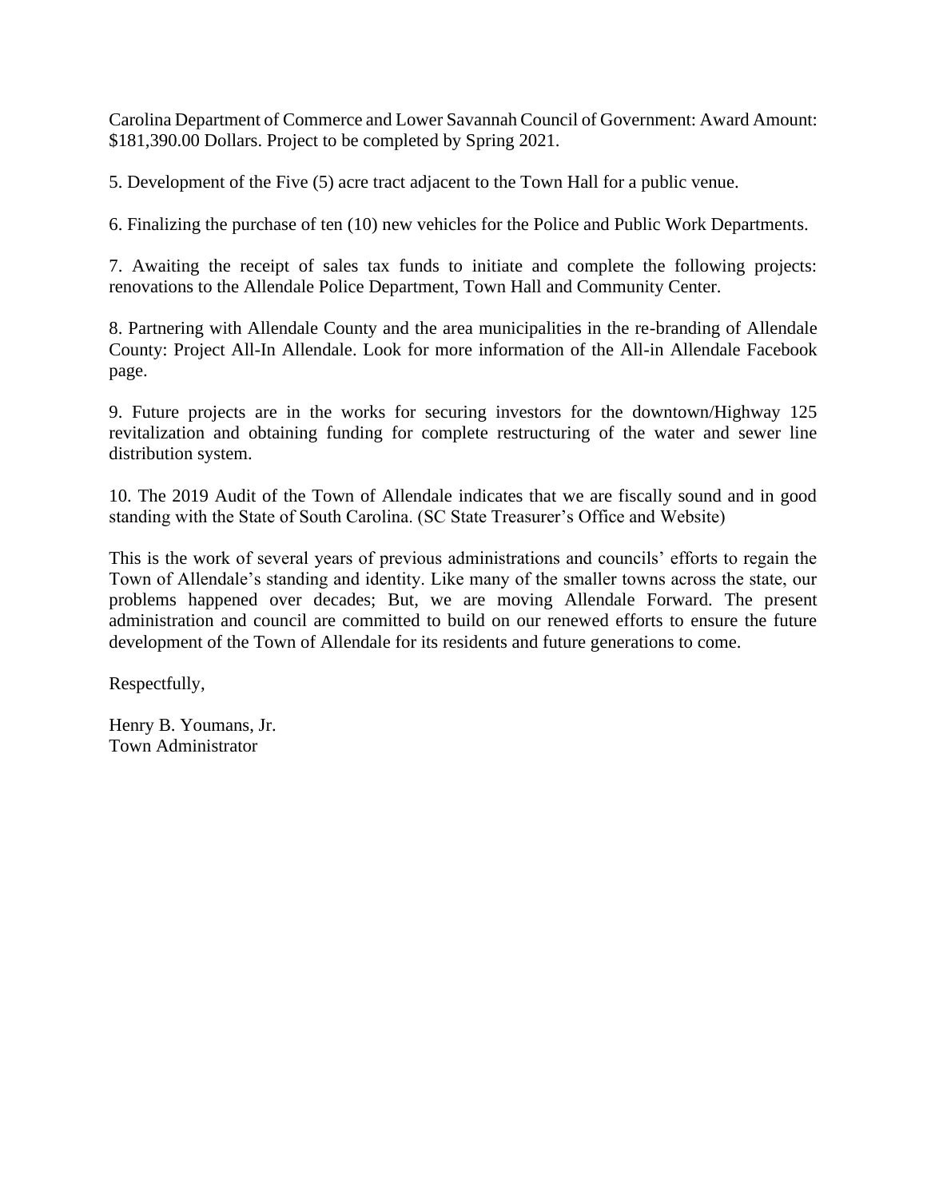Carolina Department of Commerce and Lower Savannah Council of Government: Award Amount: $181,390.00 Dollars. Project to be completed by Spring 2021.

5. Development of the Five (5) acre tract adjacent to the Town Hall for a public venue.

6. Finalizing the purchase of ten (10) new vehicles for the Police and Public Work Departments.

7. Awaiting the receipt of sales tax funds to initiate and complete the following projects: renovations to the Allendale Police Department, Town Hall and Community Center.

8. Partnering with Allendale County and the area municipalities in the re-branding of Allendale County: Project All-In Allendale. Look for more information of the All-in Allendale Facebook page.

9. Future projects are in the works for securing investors for the downtown/Highway 125 revitalization and obtaining funding for complete restructuring of the water and sewer line distribution system.

10. The 2019 Audit of the Town of Allendale indicates that we are fiscally sound and in good standing with the State of South Carolina. (SC State Treasurer's Office and Website)

This is the work of several years of previous administrations and councils' efforts to regain the Town of Allendale's standing and identity. Like many of the smaller towns across the state, our problems happened over decades; But, we are moving Allendale Forward. The present administration and council are committed to build on our renewed efforts to ensure the future development of the Town of Allendale for its residents and future generations to come.

Respectfully,

Henry B. Youmans, Jr.
Town Administrator